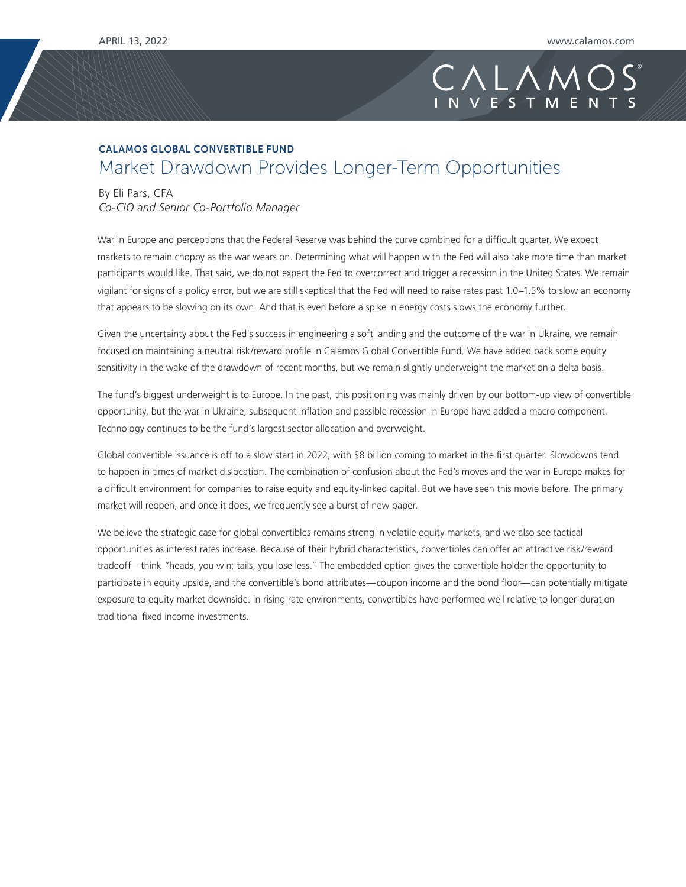APRIL 13, 2022

CALAMOS INVESTMENTS

## CALAMOS GLOBAL CONVERTIBLE FUND

# Market Drawdown Provides Longer-Term Opportunities

By Eli Pars, CFA
*Co-CIO and Senior Co-Portfolio Manager*

War in Europe and perceptions that the Federal Reserve was behind the curve combined for a difficult quarter. We expect markets to remain choppy as the war wears on. Determining what will happen with the Fed will also take more time than market participants would like. That said, we do not expect the Fed to overcorrect and trigger a recession in the United States. We remain vigilant for signs of a policy error, but we are still skeptical that the Fed will need to raise rates past 1.0–1.5% to slow an economy that appears to be slowing on its own. And that is even before a spike in energy costs slows the economy further.

Given the uncertainty about the Fed's success in engineering a soft landing and the outcome of the war in Ukraine, we remain focused on maintaining a neutral risk/reward profile in Calamos Global Convertible Fund. We have added back some equity sensitivity in the wake of the drawdown of recent months, but we remain slightly underweight the market on a delta basis.

The fund's biggest underweight is to Europe. In the past, this positioning was mainly driven by our bottom-up view of convertible opportunity, but the war in Ukraine, subsequent inflation and possible recession in Europe have added a macro component. Technology continues to be the fund's largest sector allocation and overweight.

Global convertible issuance is off to a slow start in 2022, with $8 billion coming to market in the first quarter. Slowdowns tend to happen in times of market dislocation. The combination of confusion about the Fed's moves and the war in Europe makes for a difficult environment for companies to raise equity and equity-linked capital. But we have seen this movie before. The primary market will reopen, and once it does, we frequently see a burst of new paper.

We believe the strategic case for global convertibles remains strong in volatile equity markets, and we also see tactical opportunities as interest rates increase. Because of their hybrid characteristics, convertibles can offer an attractive risk/reward tradeoff—think "heads, you win; tails, you lose less." The embedded option gives the convertible holder the opportunity to participate in equity upside, and the convertible's bond attributes—coupon income and the bond floor—can potentially mitigate exposure to equity market downside. In rising rate environments, convertibles have performed well relative to longer-duration traditional fixed income investments.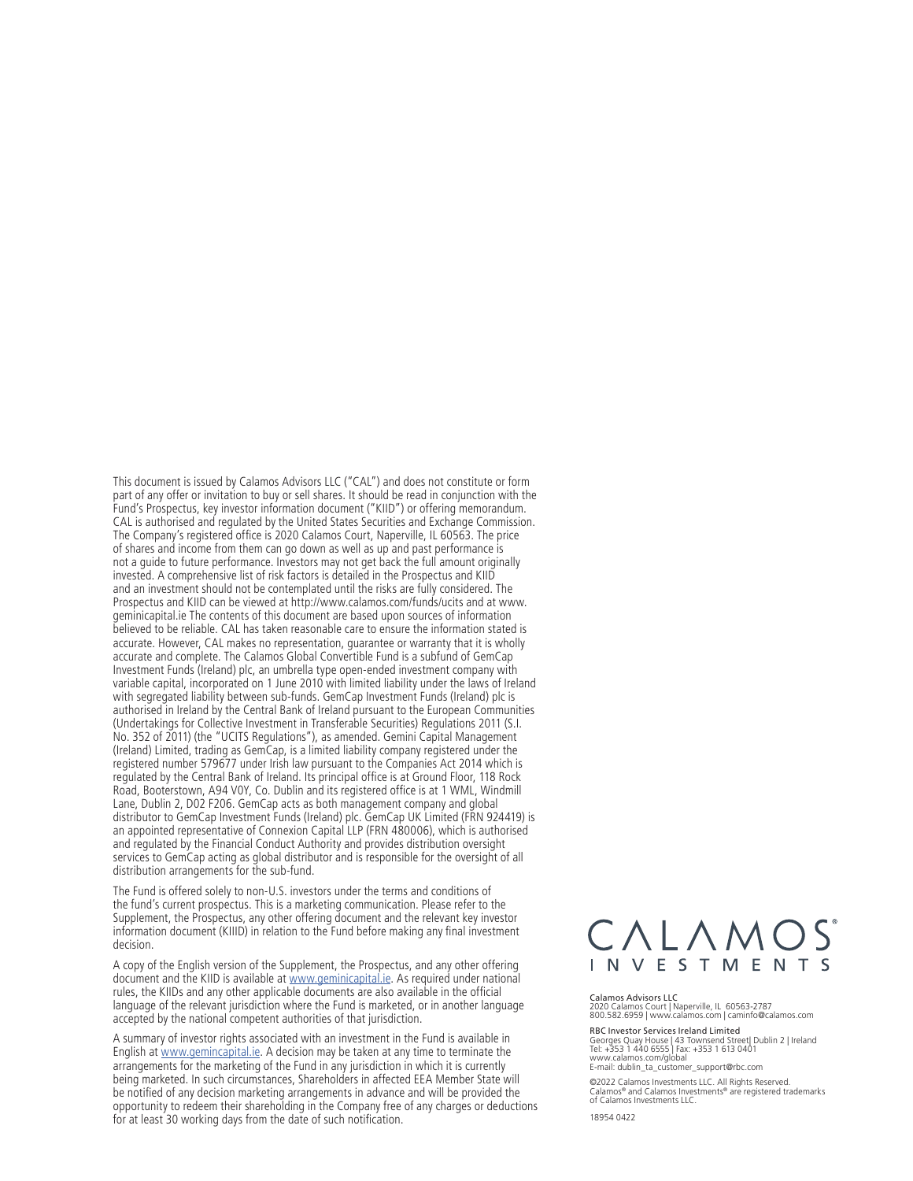This document is issued by Calamos Advisors LLC ("CAL") and does not constitute or form part of any offer or invitation to buy or sell shares. It should be read in conjunction with the Fund's Prospectus, key investor information document ("KIID") or offering memorandum. CAL is authorised and regulated by the United States Securities and Exchange Commission. The Company's registered office is 2020 Calamos Court, Naperville, IL 60563. The price of shares and income from them can go down as well as up and past performance is not a guide to future performance. Investors may not get back the full amount originally invested. A comprehensive list of risk factors is detailed in the Prospectus and KIID and an investment should not be contemplated until the risks are fully considered. The Prospectus and KIID can be viewed at http://www.calamos.com/funds/ucits and at www.geminicapital.ie The contents of this document are based upon sources of information believed to be reliable. CAL has taken reasonable care to ensure the information stated is accurate. However, CAL makes no representation, guarantee or warranty that it is wholly accurate and complete. The Calamos Global Convertible Fund is a subfund of GemCap Investment Funds (Ireland) plc, an umbrella type open-ended investment company with variable capital, incorporated on 1 June 2010 with limited liability under the laws of Ireland with segregated liability between sub-funds. GemCap Investment Funds (Ireland) plc is authorised in Ireland by the Central Bank of Ireland pursuant to the European Communities (Undertakings for Collective Investment in Transferable Securities) Regulations 2011 (S.I. No. 352 of 2011) (the "UCITS Regulations"), as amended. Gemini Capital Management (Ireland) Limited, trading as GemCap, is a limited liability company registered under the registered number 579677 under Irish law pursuant to the Companies Act 2014 which is regulated by the Central Bank of Ireland. Its principal office is at Ground Floor, 118 Rock Road, Booterstown, A94 V0Y, Co. Dublin and its registered office is at 1 WML, Windmill Lane, Dublin 2, D02 F206. GemCap acts as both management company and global distributor to GemCap Investment Funds (Ireland) plc. GemCap UK Limited (FRN 924419) is an appointed representative of Connexion Capital LLP (FRN 480006), which is authorised and regulated by the Financial Conduct Authority and provides distribution oversight services to GemCap acting as global distributor and is responsible for the oversight of all distribution arrangements for the sub-fund.

The Fund is offered solely to non-U.S. investors under the terms and conditions of the fund's current prospectus. This is a marketing communication. Please refer to the Supplement, the Prospectus, any other offering document and the relevant key investor information document (KIID) in relation to the Fund before making any final investment decision.

A copy of the English version of the Supplement, the Prospectus, and any other offering document and the KIID is available at www.geminicapital.ie. As required under national rules, the KIIDs and any other applicable documents are also available in the official language of the relevant jurisdiction where the Fund is marketed, or in another language accepted by the national competent authorities of that jurisdiction.

A summary of investor rights associated with an investment in the Fund is available in English at www.gemincapital.ie. A decision may be taken at any time to terminate the arrangements for the marketing of the Fund in any jurisdiction in which it is currently being marketed. In such circumstances, Shareholders in affected EEA Member State will be notified of any decision marketing arrangements in advance and will be provided the opportunity to redeem their shareholding in the Company free of any charges or deductions for at least 30 working days from the date of such notification.

CALAMOS® INVESTMENTS

Calamos Advisors LLC
2020 Calamos Court | Naperville, IL 60563-2787
800.582.6959 | www.calamos.com | caminfo@calamos.com

RBC Investor Services Ireland Limited
Georges Quay House | 43 Townsend Street| Dublin 2 | Ireland
Tel: +353 1 440 6555 | Fax: +353 1 613 0401
www.calamos.com/global
E-mail: dublin_ta_customer_support@rbc.com

©2022 Calamos Investments LLC. All Rights Reserved. Calamos® and Calamos Investments® are registered trademarks of Calamos Investments LLC.

18954 0422